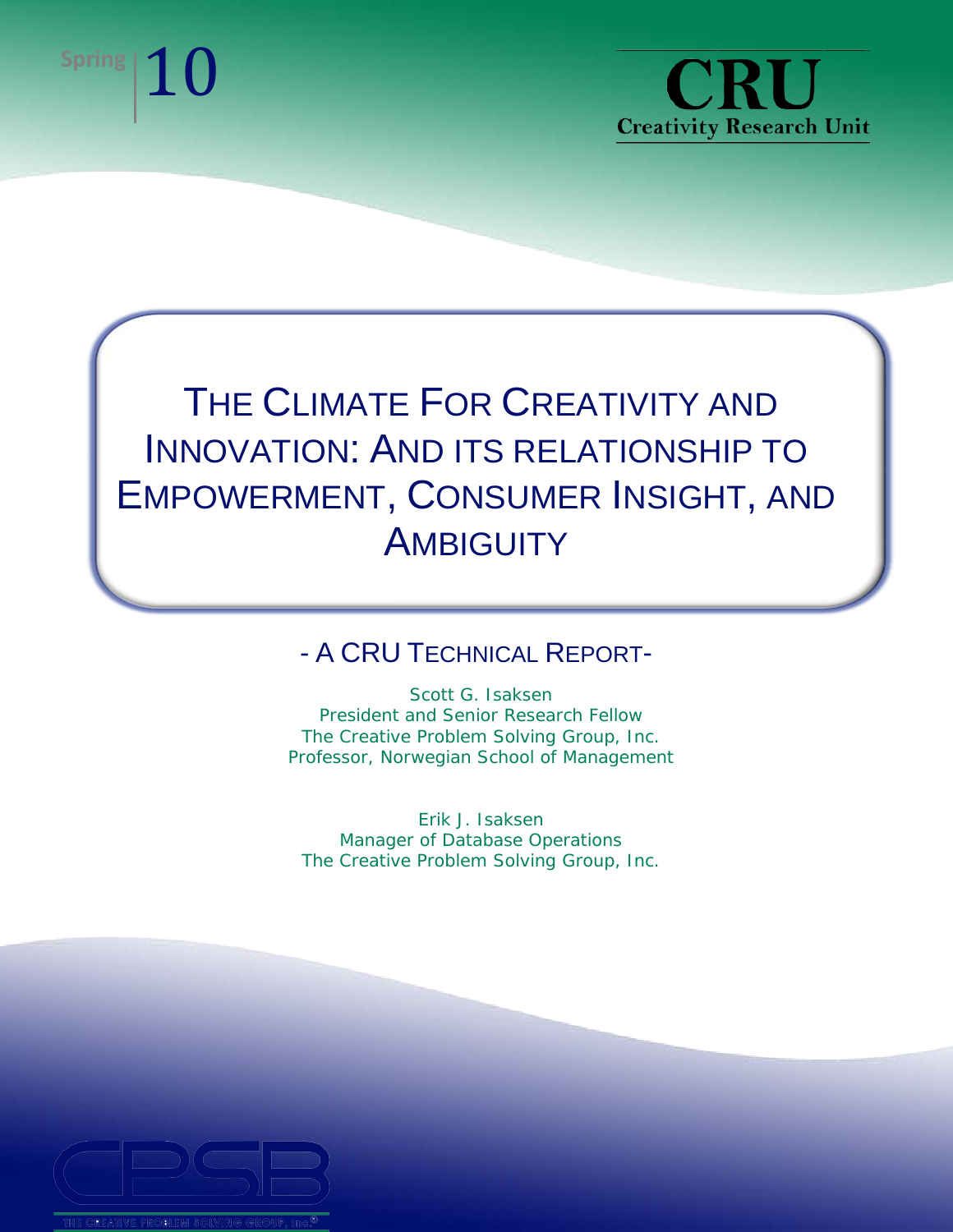Spring 10

CRU
Creativity Research Unit

# THE CLIMATE FOR CREATIVITY AND INNOVATION: AND ITS RELATIONSHIP TO EMPOWERMENT, CONSUMER INSIGHT, AND AMBIGUITY

## - A CRU TECHNICAL REPORT-

Scott G. Isaksen
President and Senior Research Fellow
The Creative Problem Solving Group, Inc.
Professor, Norwegian School of Management

Erik J. Isaksen
Manager of Database Operations
The Creative Problem Solving Group, Inc.

CPSB
THE CREATIVE PROBLEM SOLVING GROUP, Inc.®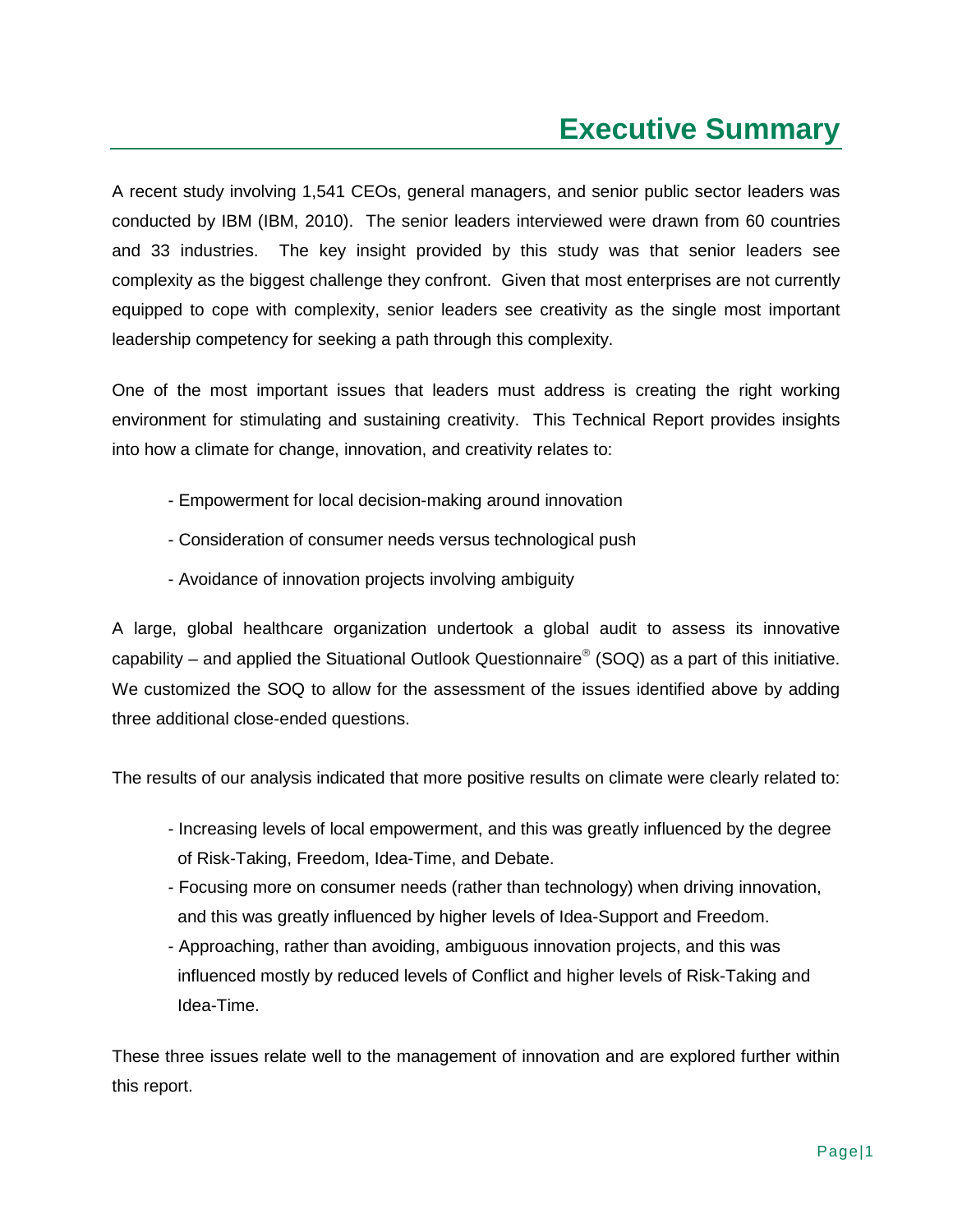# Executive Summary

A recent study involving 1,541 CEOs, general managers, and senior public sector leaders was conducted by IBM (IBM, 2010). The senior leaders interviewed were drawn from 60 countries and 33 industries. The key insight provided by this study was that senior leaders see complexity as the biggest challenge they confront. Given that most enterprises are not currently equipped to cope with complexity, senior leaders see creativity as the single most important leadership competency for seeking a path through this complexity.

One of the most important issues that leaders must address is creating the right working environment for stimulating and sustaining creativity. This Technical Report provides insights into how a climate for change, innovation, and creativity relates to:

- Empowerment for local decision-making around innovation
- Consideration of consumer needs versus technological push
- Avoidance of innovation projects involving ambiguity

A large, global healthcare organization undertook a global audit to assess its innovative capability – and applied the Situational Outlook Questionnaire® (SOQ) as a part of this initiative. We customized the SOQ to allow for the assessment of the issues identified above by adding three additional close-ended questions.

The results of our analysis indicated that more positive results on climate were clearly related to:

- Increasing levels of local empowerment, and this was greatly influenced by the degree of Risk-Taking, Freedom, Idea-Time, and Debate.
- Focusing more on consumer needs (rather than technology) when driving innovation, and this was greatly influenced by higher levels of Idea-Support and Freedom.
- Approaching, rather than avoiding, ambiguous innovation projects, and this was influenced mostly by reduced levels of Conflict and higher levels of Risk-Taking and Idea-Time.

These three issues relate well to the management of innovation and are explored further within this report.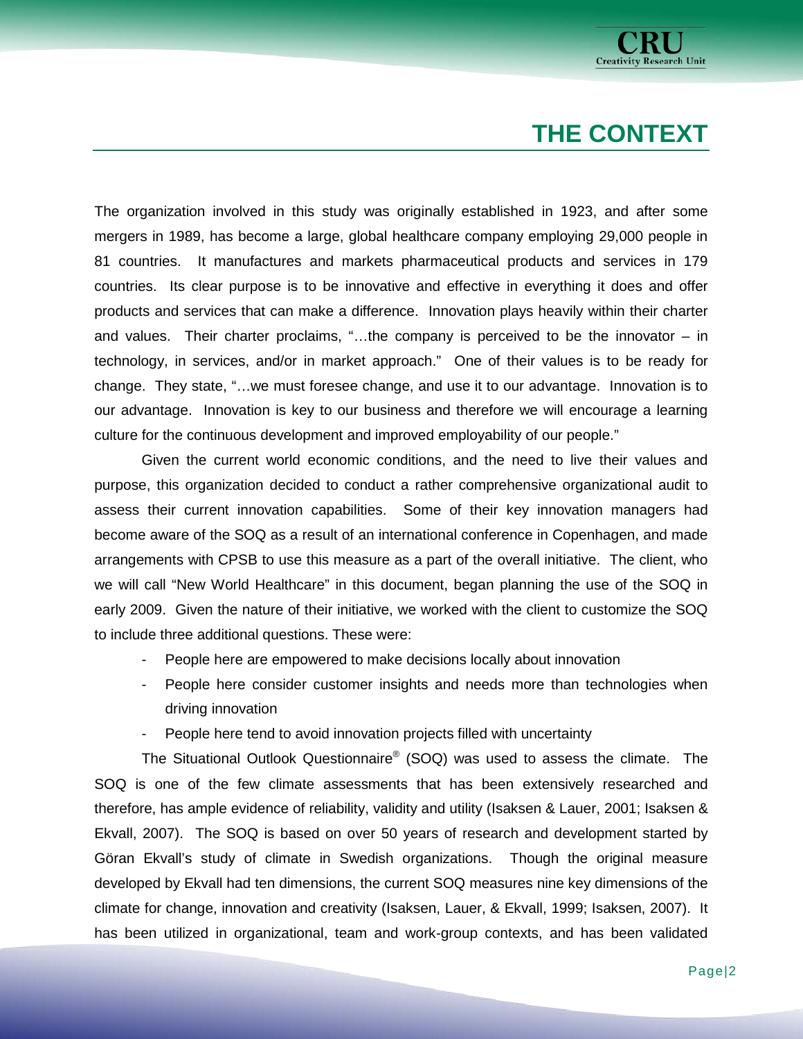# THE CONTEXT

The organization involved in this study was originally established in 1923, and after some mergers in 1989, has become a large, global healthcare company employing 29,000 people in 81 countries. It manufactures and markets pharmaceutical products and services in 179 countries. Its clear purpose is to be innovative and effective in everything it does and offer products and services that can make a difference. Innovation plays heavily within their charter and values. Their charter proclaims, "…the company is perceived to be the innovator – in technology, in services, and/or in market approach." One of their values is to be ready for change. They state, "…we must foresee change, and use it to our advantage. Innovation is to our advantage. Innovation is key to our business and therefore we will encourage a learning culture for the continuous development and improved employability of our people."

Given the current world economic conditions, and the need to live their values and purpose, this organization decided to conduct a rather comprehensive organizational audit to assess their current innovation capabilities. Some of their key innovation managers had become aware of the SOQ as a result of an international conference in Copenhagen, and made arrangements with CPSB to use this measure as a part of the overall initiative. The client, who we will call "New World Healthcare" in this document, began planning the use of the SOQ in early 2009. Given the nature of their initiative, we worked with the client to customize the SOQ to include three additional questions. These were:

- People here are empowered to make decisions locally about innovation
- People here consider customer insights and needs more than technologies when driving innovation
- People here tend to avoid innovation projects filled with uncertainty

The Situational Outlook Questionnaire® (SOQ) was used to assess the climate. The SOQ is one of the few climate assessments that has been extensively researched and therefore, has ample evidence of reliability, validity and utility (Isaksen & Lauer, 2001; Isaksen & Ekvall, 2007). The SOQ is based on over 50 years of research and development started by Göran Ekvall's study of climate in Swedish organizations. Though the original measure developed by Ekvall had ten dimensions, the current SOQ measures nine key dimensions of the climate for change, innovation and creativity (Isaksen, Lauer, & Ekvall, 1999; Isaksen, 2007). It has been utilized in organizational, team and work-group contexts, and has been validated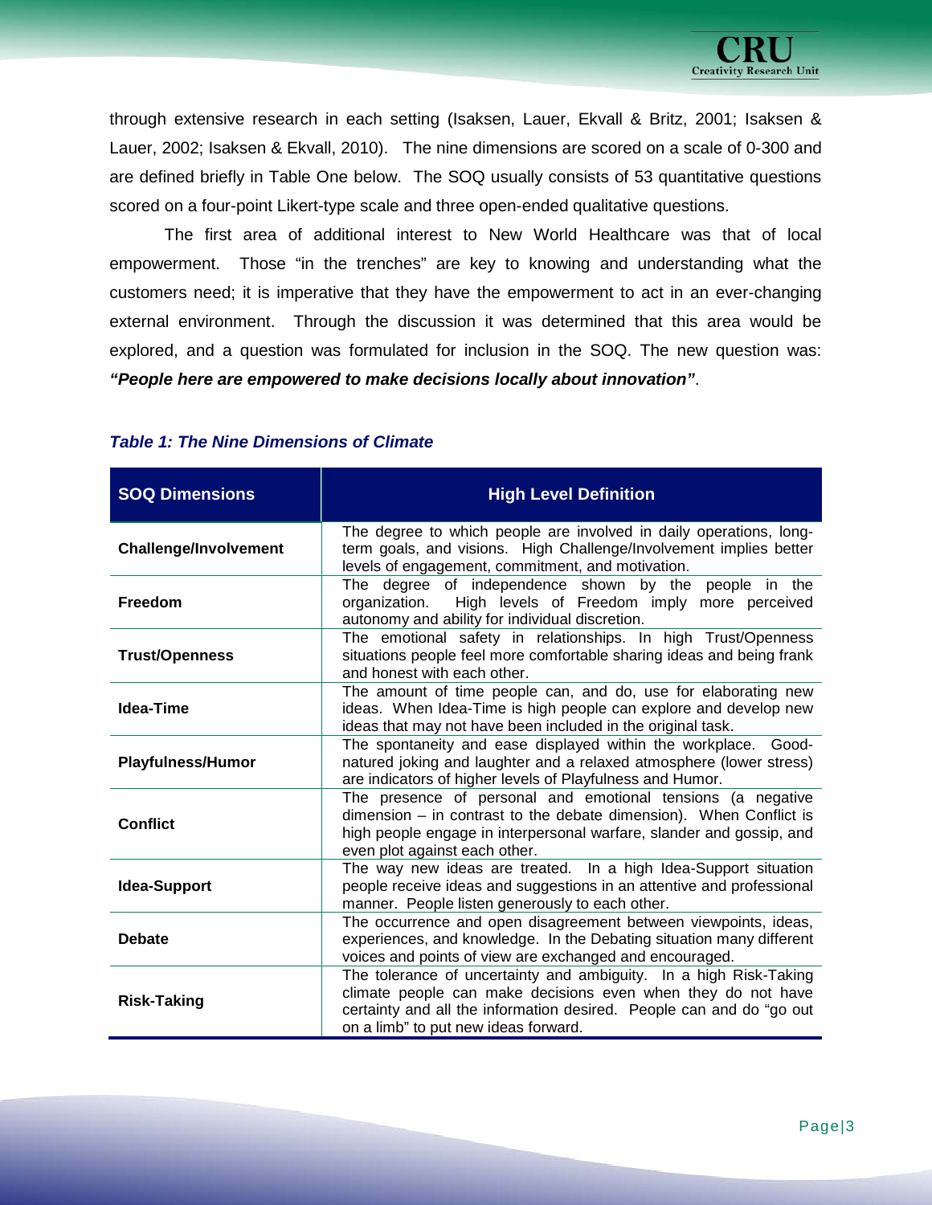through extensive research in each setting (Isaksen, Lauer, Ekvall & Britz, 2001; Isaksen & Lauer, 2002; Isaksen & Ekvall, 2010). The nine dimensions are scored on a scale of 0-300 and are defined briefly in Table One below. The SOQ usually consists of 53 quantitative questions scored on a four-point Likert-type scale and three open-ended qualitative questions.

The first area of additional interest to New World Healthcare was that of local empowerment. Those "in the trenches" are key to knowing and understanding what the customers need; it is imperative that they have the empowerment to act in an ever-changing external environment. Through the discussion it was determined that this area would be explored, and a question was formulated for inclusion in the SOQ. The new question was: ***"People here are empowered to make decisions locally about innovation"***.

***Table 1: The Nine Dimensions of Climate***

| SOQ Dimensions | High Level Definition |
|---|---|
| **Challenge/Involvement** | The degree to which people are involved in daily operations, long-term goals, and visions. High Challenge/Involvement implies better levels of engagement, commitment, and motivation. |
| **Freedom** | The degree of independence shown by the people in the organization. High levels of Freedom imply more perceived autonomy and ability for individual discretion. |
| **Trust/Openness** | The emotional safety in relationships. In high Trust/Openness situations people feel more comfortable sharing ideas and being frank and honest with each other. |
| **Idea-Time** | The amount of time people can, and do, use for elaborating new ideas. When Idea-Time is high people can explore and develop new ideas that may not have been included in the original task. |
| **Playfulness/Humor** | The spontaneity and ease displayed within the workplace. Good-natured joking and laughter and a relaxed atmosphere (lower stress) are indicators of higher levels of Playfulness and Humor. |
| **Conflict** | The presence of personal and emotional tensions (a negative dimension – in contrast to the debate dimension). When Conflict is high people engage in interpersonal warfare, slander and gossip, and even plot against each other. |
| **Idea-Support** | The way new ideas are treated. In a high Idea-Support situation people receive ideas and suggestions in an attentive and professional manner. People listen generously to each other. |
| **Debate** | The occurrence and open disagreement between viewpoints, ideas, experiences, and knowledge. In the Debating situation many different voices and points of view are exchanged and encouraged. |
| **Risk-Taking** | The tolerance of uncertainty and ambiguity. In a high Risk-Taking climate people can make decisions even when they do not have certainty and all the information desired. People can and do "go out on a limb" to put new ideas forward. |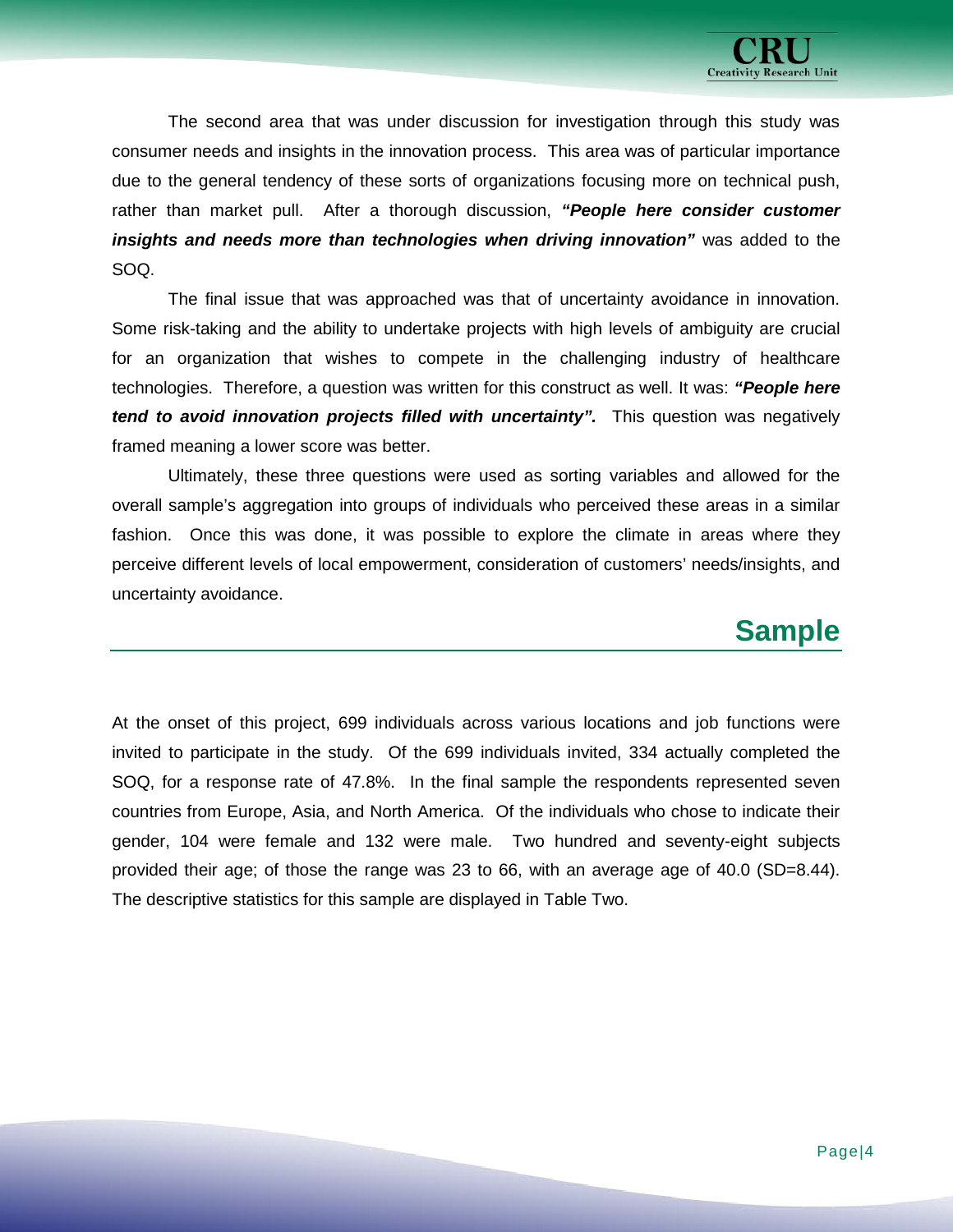The second area that was under discussion for investigation through this study was consumer needs and insights in the innovation process. This area was of particular importance due to the general tendency of these sorts of organizations focusing more on technical push, rather than market pull. After a thorough discussion, ***"People here consider customer insights and needs more than technologies when driving innovation"*** was added to the SOQ.

The final issue that was approached was that of uncertainty avoidance in innovation. Some risk-taking and the ability to undertake projects with high levels of ambiguity are crucial for an organization that wishes to compete in the challenging industry of healthcare technologies. Therefore, a question was written for this construct as well. It was: ***"People here tend to avoid innovation projects filled with uncertainty".*** This question was negatively framed meaning a lower score was better.

Ultimately, these three questions were used as sorting variables and allowed for the overall sample's aggregation into groups of individuals who perceived these areas in a similar fashion. Once this was done, it was possible to explore the climate in areas where they perceive different levels of local empowerment, consideration of customers' needs/insights, and uncertainty avoidance.

## Sample

At the onset of this project, 699 individuals across various locations and job functions were invited to participate in the study. Of the 699 individuals invited, 334 actually completed the SOQ, for a response rate of 47.8%. In the final sample the respondents represented seven countries from Europe, Asia, and North America. Of the individuals who chose to indicate their gender, 104 were female and 132 were male. Two hundred and seventy-eight subjects provided their age; of those the range was 23 to 66, with an average age of 40.0 (SD=8.44). The descriptive statistics for this sample are displayed in Table Two.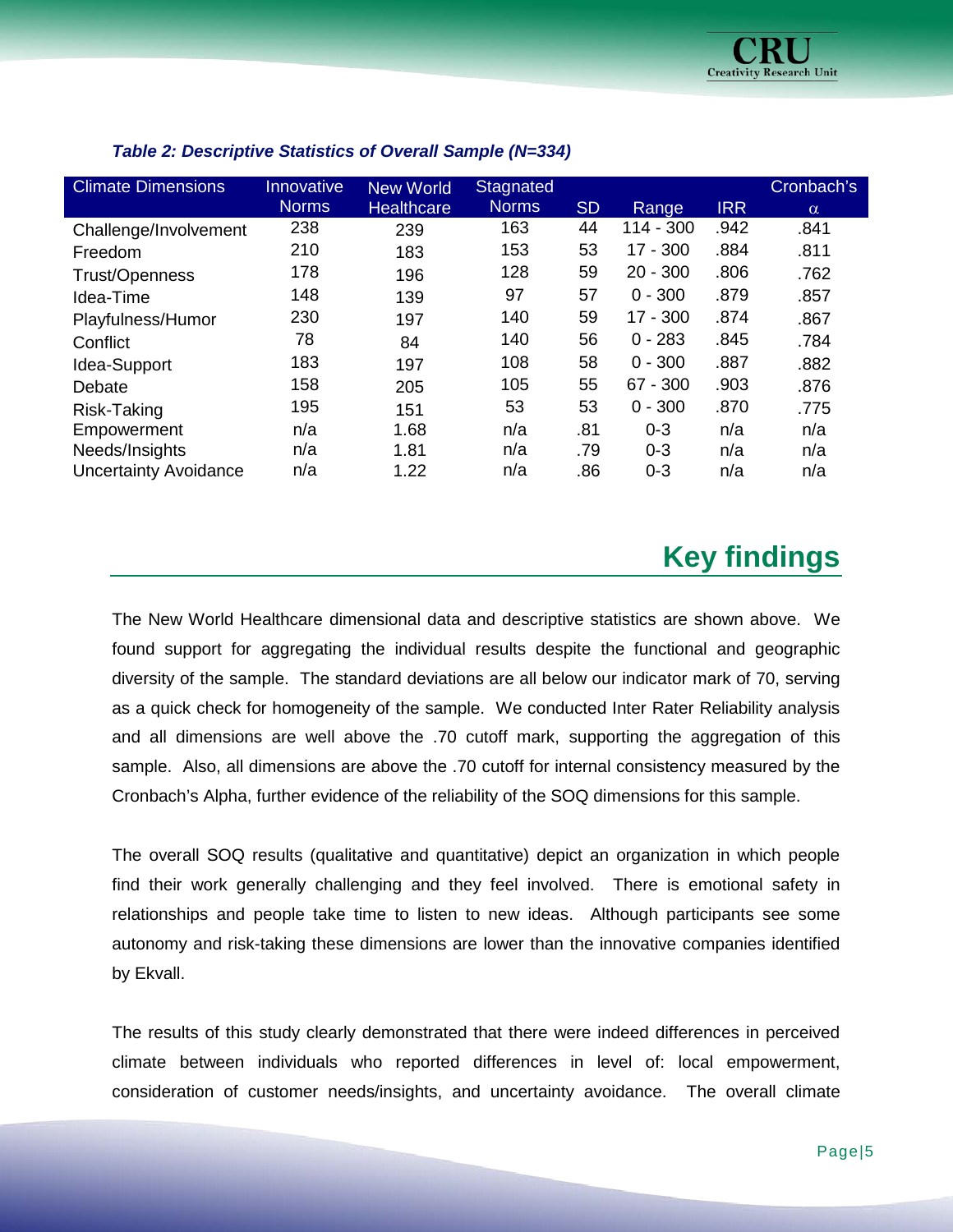*Table 2: Descriptive Statistics of Overall Sample (N=334)*

| Climate Dimensions | Innovative Norms | New World Healthcare | Stagnated Norms | SD | Range | IRR | Cronbach's $\alpha$ |
|---|---|---|---|---|---|---|---|
| Challenge/Involvement | 238 | 239 | 163 | 44 | 114 - 300 | .942 | .841 |
| Freedom | 210 | 183 | 153 | 53 | 17 - 300 | .884 | .811 |
| Trust/Openness | 178 | 196 | 128 | 59 | 20 - 300 | .806 | .762 |
| Idea-Time | 148 | 139 | 97 | 57 | 0 - 300 | .879 | .857 |
| Playfulness/Humor | 230 | 197 | 140 | 59 | 17 - 300 | .874 | .867 |
| Conflict | 78 | 84 | 140 | 56 | 0 - 283 | .845 | .784 |
| Idea-Support | 183 | 197 | 108 | 58 | 0 - 300 | .887 | .882 |
| Debate | 158 | 205 | 105 | 55 | 67 - 300 | .903 | .876 |
| Risk-Taking | 195 | 151 | 53 | 53 | 0 - 300 | .870 | .775 |
| Empowerment | n/a | 1.68 | n/a | .81 | 0-3 | n/a | n/a |
| Needs/Insights | n/a | 1.81 | n/a | .79 | 0-3 | n/a | n/a |
| Uncertainty Avoidance | n/a | 1.22 | n/a | .86 | 0-3 | n/a | n/a |

## Key findings

The New World Healthcare dimensional data and descriptive statistics are shown above. We found support for aggregating the individual results despite the functional and geographic diversity of the sample. The standard deviations are all below our indicator mark of 70, serving as a quick check for homogeneity of the sample. We conducted Inter Rater Reliability analysis and all dimensions are well above the .70 cutoff mark, supporting the aggregation of this sample. Also, all dimensions are above the .70 cutoff for internal consistency measured by the Cronbach's Alpha, further evidence of the reliability of the SOQ dimensions for this sample.

The overall SOQ results (qualitative and quantitative) depict an organization in which people find their work generally challenging and they feel involved. There is emotional safety in relationships and people take time to listen to new ideas. Although participants see some autonomy and risk-taking these dimensions are lower than the innovative companies identified by Ekvall.

The results of this study clearly demonstrated that there were indeed differences in perceived climate between individuals who reported differences in level of: local empowerment, consideration of customer needs/insights, and uncertainty avoidance. The overall climate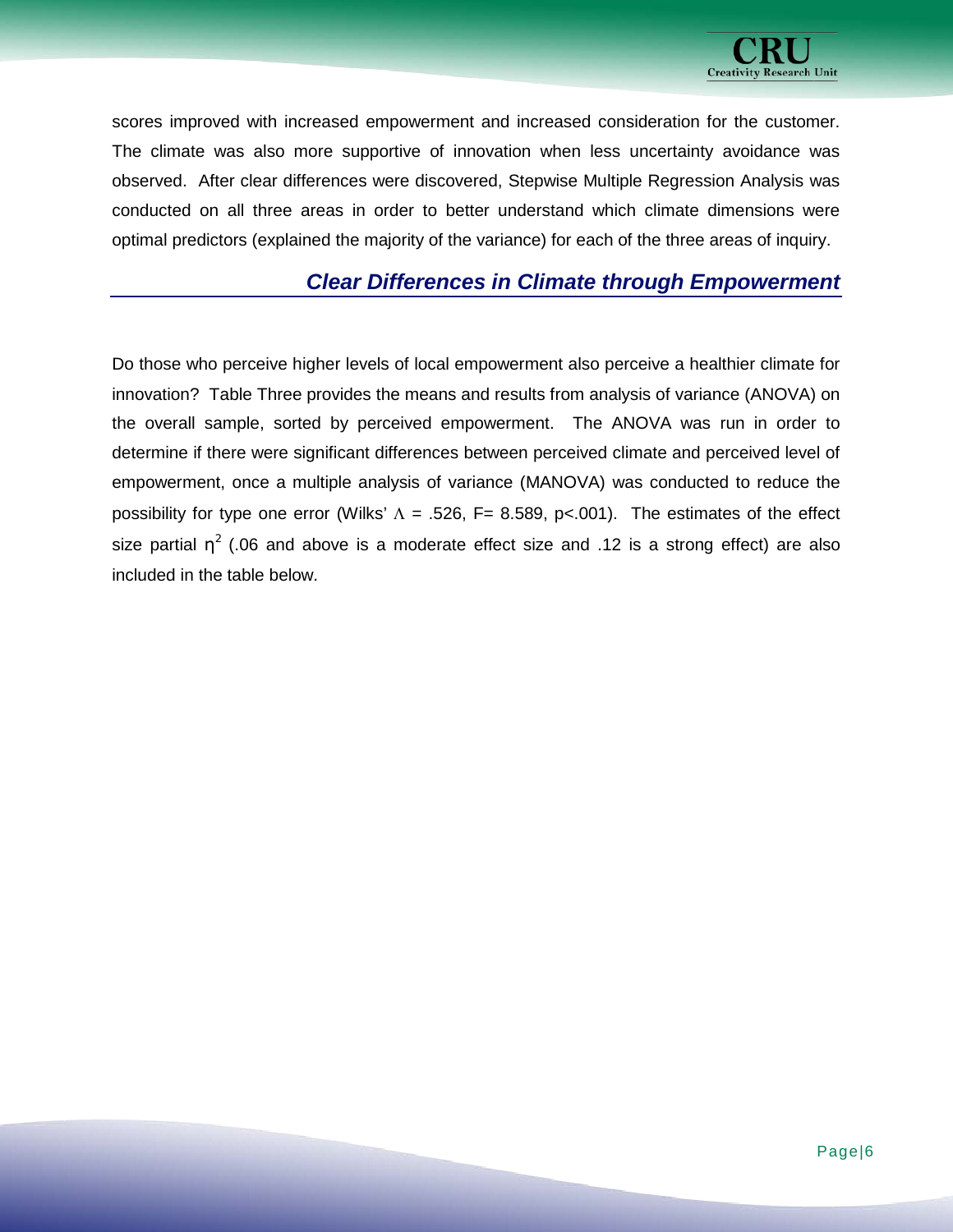scores improved with increased empowerment and increased consideration for the customer. The climate was also more supportive of innovation when less uncertainty avoidance was observed. After clear differences were discovered, Stepwise Multiple Regression Analysis was conducted on all three areas in order to better understand which climate dimensions were optimal predictors (explained the majority of the variance) for each of the three areas of inquiry.

## *Clear Differences in Climate through Empowerment*

Do those who perceive higher levels of local empowerment also perceive a healthier climate for innovation? Table Three provides the means and results from analysis of variance (ANOVA) on the overall sample, sorted by perceived empowerment. The ANOVA was run in order to determine if there were significant differences between perceived climate and perceived level of empowerment, once a multiple analysis of variance (MANOVA) was conducted to reduce the possibility for type one error (Wilks' $\Lambda$ = .526, F= 8.589, $p<.001$). The estimates of the effect size partial $\eta^2$ (.06 and above is a moderate effect size and .12 is a strong effect) are also included in the table below.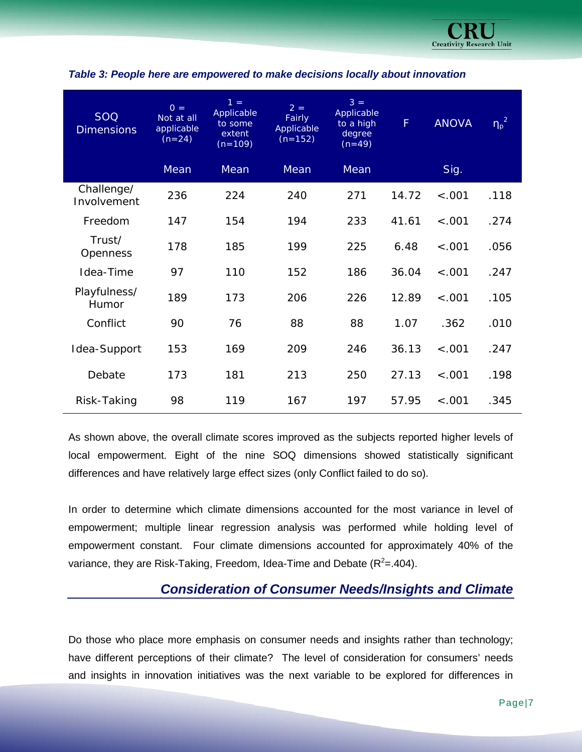*Table 3: People here are empowered to make decisions locally about innovation*

| SOQ Dimensions | 0 = Not at all applicable (n=24) | 1 = Applicable to some extent (n=109) | 2 = Fairly Applicable (n=152) | 3 = Applicable to a high degree (n=49) | F | ANOVA | $\eta_p^2$ |
|---|---|---|---|---|---|---|---|
| | Mean | Mean | Mean | Mean | | Sig. | |
| Challenge/ Involvement | 236 | 224 | 240 | 271 | 14.72 | <.001 | .118 |
| Freedom | 147 | 154 | 194 | 233 | 41.61 | <.001 | .274 |
| Trust/ Openness | 178 | 185 | 199 | 225 | 6.48 | <.001 | .056 |
| Idea-Time | 97 | 110 | 152 | 186 | 36.04 | <.001 | .247 |
| Playfulness/ Humor | 189 | 173 | 206 | 226 | 12.89 | <.001 | .105 |
| Conflict | 90 | 76 | 88 | 88 | 1.07 | .362 | .010 |
| Idea-Support | 153 | 169 | 209 | 246 | 36.13 | <.001 | .247 |
| Debate | 173 | 181 | 213 | 250 | 27.13 | <.001 | .198 |
| Risk-Taking | 98 | 119 | 167 | 197 | 57.95 | <.001 | .345 |

As shown above, the overall climate scores improved as the subjects reported higher levels of local empowerment. Eight of the nine SOQ dimensions showed statistically significant differences and have relatively large effect sizes (only Conflict failed to do so).

In order to determine which climate dimensions accounted for the most variance in level of empowerment; multiple linear regression analysis was performed while holding level of empowerment constant. Four climate dimensions accounted for approximately 40% of the variance, they are Risk-Taking, Freedom, Idea-Time and Debate ($R^2$=.404).

## *Consideration of Consumer Needs/Insights and Climate*

Do those who place more emphasis on consumer needs and insights rather than technology; have different perceptions of their climate? The level of consideration for consumers' needs and insights in innovation initiatives was the next variable to be explored for differences in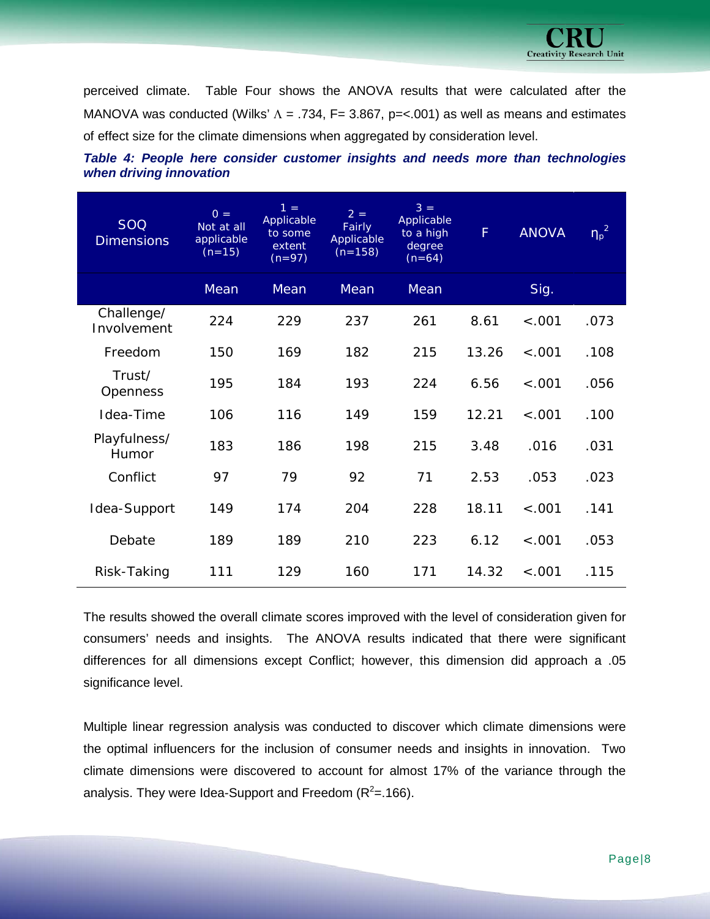perceived climate. Table Four shows the ANOVA results that were calculated after the MANOVA was conducted (Wilks' $\Lambda$ = .734, F= 3.867, p=<.001) as well as means and estimates of effect size for the climate dimensions when aggregated by consideration level.

***Table 4: People here consider customer insights and needs more than technologies when driving innovation***

| SOQ Dimensions | 0 = Not at all applicable (n=15) | 1 = Applicable to some extent (n=97) | 2 = Fairly Applicable (n=158) | 3 = Applicable to a high degree (n=64) | F | ANOVA | $\eta_p^2$ |
|---|---|---|---|---|---|---|---|
| | Mean | Mean | Mean | Mean | | Sig. | |
| Challenge/ Involvement | 224 | 229 | 237 | 261 | 8.61 | <.001 | .073 |
| Freedom | 150 | 169 | 182 | 215 | 13.26 | <.001 | .108 |
| Trust/ Openness | 195 | 184 | 193 | 224 | 6.56 | <.001 | .056 |
| Idea-Time | 106 | 116 | 149 | 159 | 12.21 | <.001 | .100 |
| Playfulness/ Humor | 183 | 186 | 198 | 215 | 3.48 | .016 | .031 |
| Conflict | 97 | 79 | 92 | 71 | 2.53 | .053 | .023 |
| Idea-Support | 149 | 174 | 204 | 228 | 18.11 | <.001 | .141 |
| Debate | 189 | 189 | 210 | 223 | 6.12 | <.001 | .053 |
| Risk-Taking | 111 | 129 | 160 | 171 | 14.32 | <.001 | .115 |

The results showed the overall climate scores improved with the level of consideration given for consumers' needs and insights. The ANOVA results indicated that there were significant differences for all dimensions except Conflict; however, this dimension did approach a .05 significance level.

Multiple linear regression analysis was conducted to discover which climate dimensions were the optimal influencers for the inclusion of consumer needs and insights in innovation. Two climate dimensions were discovered to account for almost 17% of the variance through the analysis. They were Idea-Support and Freedom ($R^2$=.166).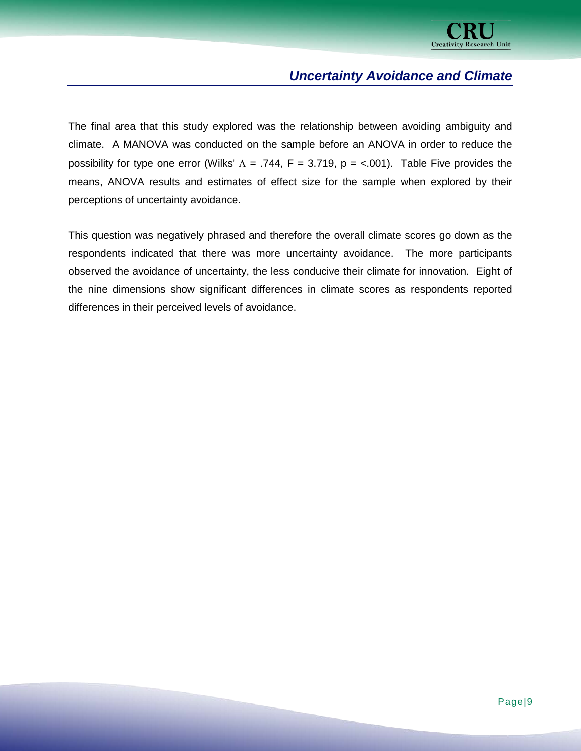## *Uncertainty Avoidance and Climate*

The final area that this study explored was the relationship between avoiding ambiguity and climate. A MANOVA was conducted on the sample before an ANOVA in order to reduce the possibility for type one error (Wilks' $\Lambda$ = .744, F = 3.719, p = <.001). Table Five provides the means, ANOVA results and estimates of effect size for the sample when explored by their perceptions of uncertainty avoidance.

This question was negatively phrased and therefore the overall climate scores go down as the respondents indicated that there was more uncertainty avoidance. The more participants observed the avoidance of uncertainty, the less conducive their climate for innovation. Eight of the nine dimensions show significant differences in climate scores as respondents reported differences in their perceived levels of avoidance.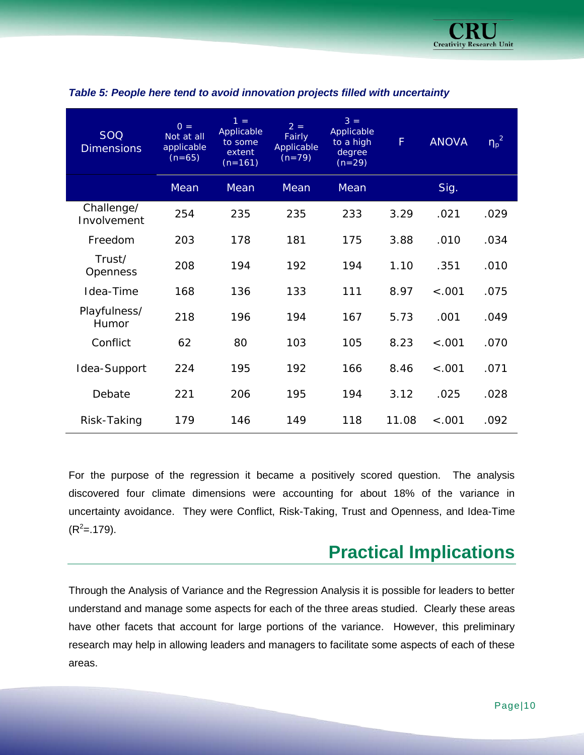*Table 5: People here tend to avoid innovation projects filled with uncertainty*

| SOQ Dimensions | 0 = Not at all applicable (n=65) | 1 = Applicable to some extent (n=161) | 2 = Fairly Applicable (n=79) | 3 = Applicable to a high degree (n=29) | F | ANOVA | $\eta_p^2$ |
|---|---|---|---|---|---|---|---|
| | Mean | Mean | Mean | Mean | | Sig. | |
| Challenge/ Involvement | 254 | 235 | 235 | 233 | 3.29 | .021 | .029 |
| Freedom | 203 | 178 | 181 | 175 | 3.88 | .010 | .034 |
| Trust/ Openness | 208 | 194 | 192 | 194 | 1.10 | .351 | .010 |
| Idea-Time | 168 | 136 | 133 | 111 | 8.97 | <.001 | .075 |
| Playfulness/ Humor | 218 | 196 | 194 | 167 | 5.73 | .001 | .049 |
| Conflict | 62 | 80 | 103 | 105 | 8.23 | <.001 | .070 |
| Idea-Support | 224 | 195 | 192 | 166 | 8.46 | <.001 | .071 |
| Debate | 221 | 206 | 195 | 194 | 3.12 | .025 | .028 |
| Risk-Taking | 179 | 146 | 149 | 118 | 11.08 | <.001 | .092 |

For the purpose of the regression it became a positively scored question. The analysis discovered four climate dimensions were accounting for about 18% of the variance in uncertainty avoidance. They were Conflict, Risk-Taking, Trust and Openness, and Idea-Time ($R^2$=.179).

## Practical Implications

Through the Analysis of Variance and the Regression Analysis it is possible for leaders to better understand and manage some aspects for each of the three areas studied. Clearly these areas have other facets that account for large portions of the variance. However, this preliminary research may help in allowing leaders and managers to facilitate some aspects of each of these areas.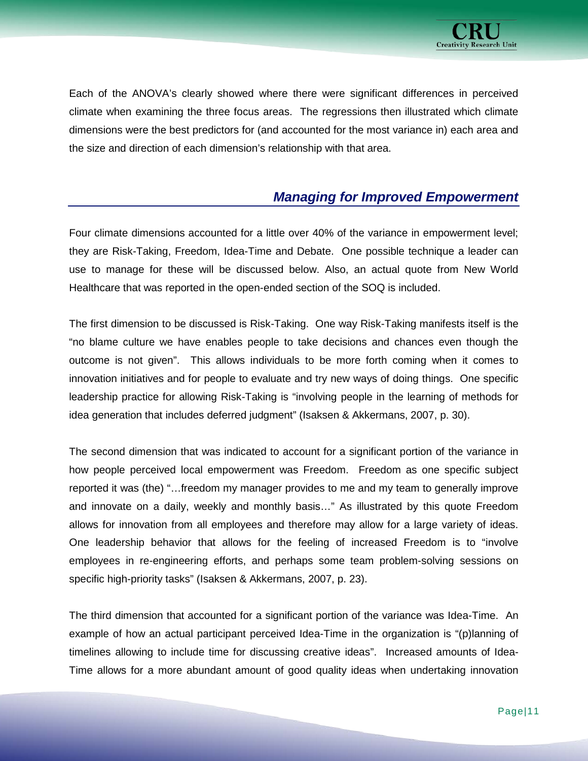Each of the ANOVA's clearly showed where there were significant differences in perceived climate when examining the three focus areas. The regressions then illustrated which climate dimensions were the best predictors for (and accounted for the most variance in) each area and the size and direction of each dimension's relationship with that area.

## *Managing for Improved Empowerment*

Four climate dimensions accounted for a little over 40% of the variance in empowerment level; they are Risk-Taking, Freedom, Idea-Time and Debate. One possible technique a leader can use to manage for these will be discussed below. Also, an actual quote from New World Healthcare that was reported in the open-ended section of the SOQ is included.

The first dimension to be discussed is Risk-Taking. One way Risk-Taking manifests itself is the "no blame culture we have enables people to take decisions and chances even though the outcome is not given". This allows individuals to be more forth coming when it comes to innovation initiatives and for people to evaluate and try new ways of doing things. One specific leadership practice for allowing Risk-Taking is "involving people in the learning of methods for idea generation that includes deferred judgment" (Isaksen & Akkermans, 2007, p. 30).

The second dimension that was indicated to account for a significant portion of the variance in how people perceived local empowerment was Freedom. Freedom as one specific subject reported it was (the) "…freedom my manager provides to me and my team to generally improve and innovate on a daily, weekly and monthly basis…" As illustrated by this quote Freedom allows for innovation from all employees and therefore may allow for a large variety of ideas. One leadership behavior that allows for the feeling of increased Freedom is to "involve employees in re-engineering efforts, and perhaps some team problem-solving sessions on specific high-priority tasks" (Isaksen & Akkermans, 2007, p. 23).

The third dimension that accounted for a significant portion of the variance was Idea-Time. An example of how an actual participant perceived Idea-Time in the organization is "(p)lanning of timelines allowing to include time for discussing creative ideas". Increased amounts of Idea-Time allows for a more abundant amount of good quality ideas when undertaking innovation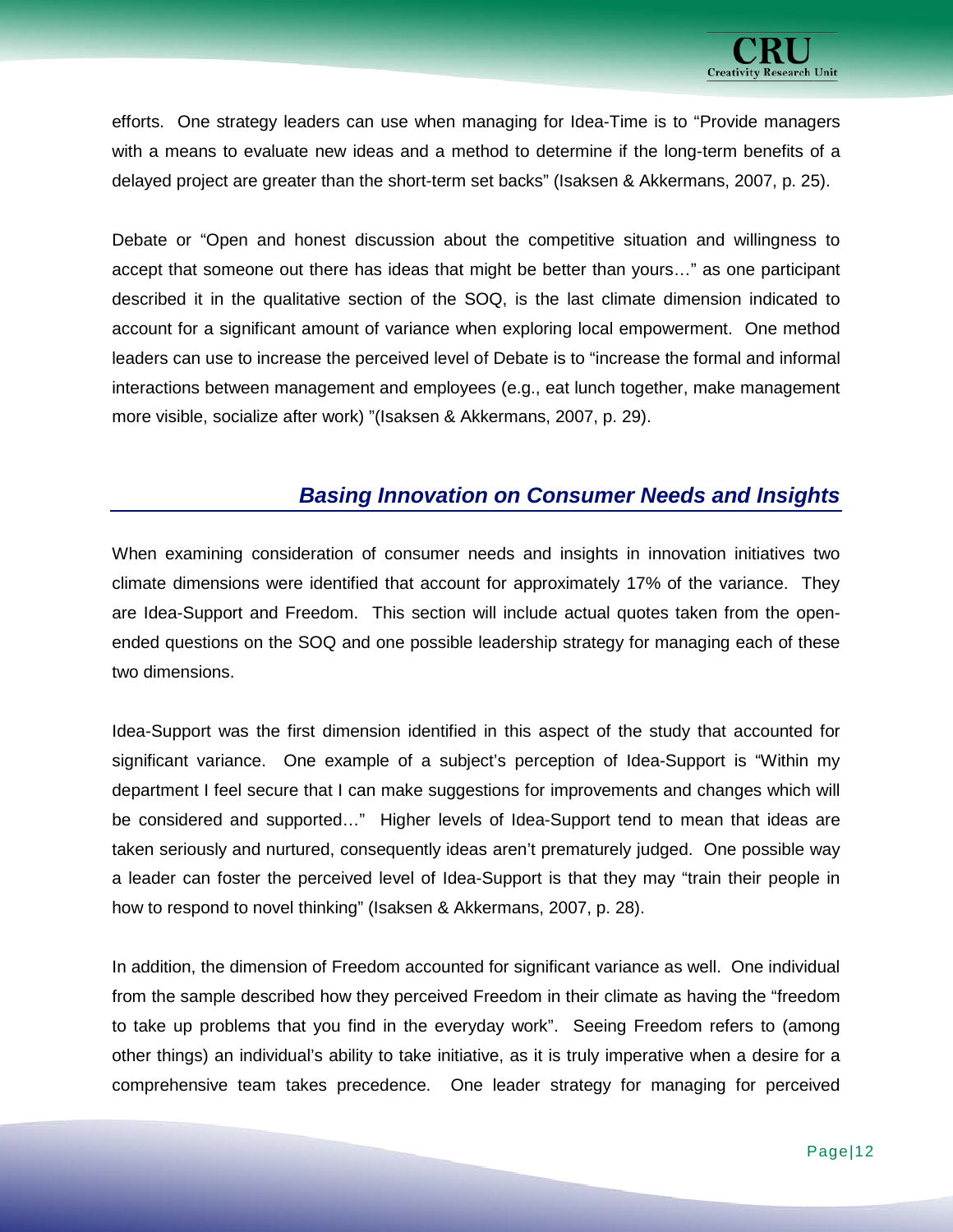efforts. One strategy leaders can use when managing for Idea-Time is to "Provide managers with a means to evaluate new ideas and a method to determine if the long-term benefits of a delayed project are greater than the short-term set backs" (Isaksen & Akkermans, 2007, p. 25).

Debate or "Open and honest discussion about the competitive situation and willingness to accept that someone out there has ideas that might be better than yours…" as one participant described it in the qualitative section of the SOQ, is the last climate dimension indicated to account for a significant amount of variance when exploring local empowerment. One method leaders can use to increase the perceived level of Debate is to "increase the formal and informal interactions between management and employees (e.g., eat lunch together, make management more visible, socialize after work) "(Isaksen & Akkermans, 2007, p. 29).

## *Basing Innovation on Consumer Needs and Insights*

When examining consideration of consumer needs and insights in innovation initiatives two climate dimensions were identified that account for approximately 17% of the variance. They are Idea-Support and Freedom. This section will include actual quotes taken from the open-ended questions on the SOQ and one possible leadership strategy for managing each of these two dimensions.

Idea-Support was the first dimension identified in this aspect of the study that accounted for significant variance. One example of a subject's perception of Idea-Support is "Within my department I feel secure that I can make suggestions for improvements and changes which will be considered and supported…" Higher levels of Idea-Support tend to mean that ideas are taken seriously and nurtured, consequently ideas aren't prematurely judged. One possible way a leader can foster the perceived level of Idea-Support is that they may "train their people in how to respond to novel thinking" (Isaksen & Akkermans, 2007, p. 28).

In addition, the dimension of Freedom accounted for significant variance as well. One individual from the sample described how they perceived Freedom in their climate as having the "freedom to take up problems that you find in the everyday work". Seeing Freedom refers to (among other things) an individual's ability to take initiative, as it is truly imperative when a desire for a comprehensive team takes precedence. One leader strategy for managing for perceived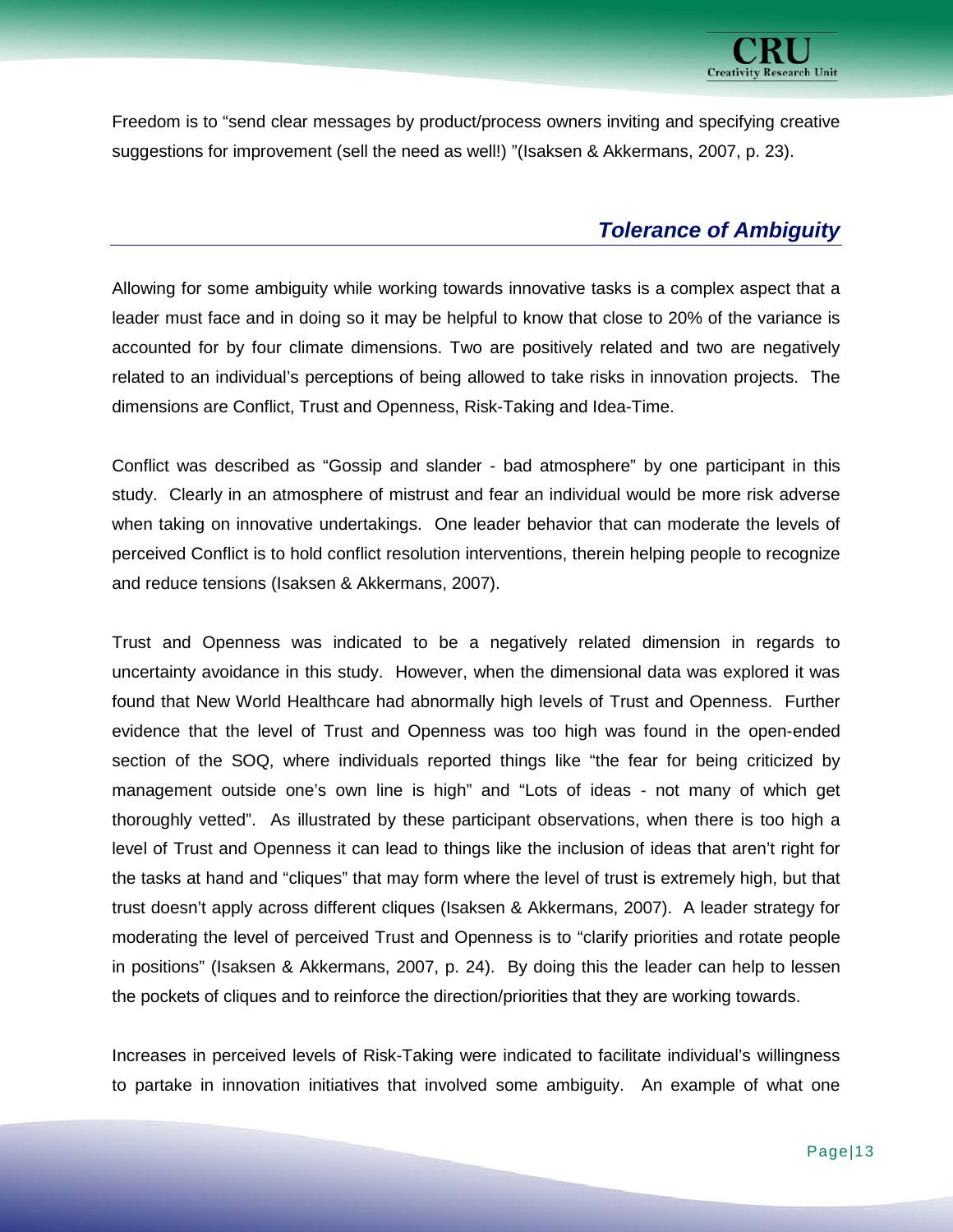Freedom is to "send clear messages by product/process owners inviting and specifying creative suggestions for improvement (sell the need as well!) "(Isaksen & Akkermans, 2007, p. 23).

## *Tolerance of Ambiguity*

Allowing for some ambiguity while working towards innovative tasks is a complex aspect that a leader must face and in doing so it may be helpful to know that close to 20% of the variance is accounted for by four climate dimensions. Two are positively related and two are negatively related to an individual's perceptions of being allowed to take risks in innovation projects. The dimensions are Conflict, Trust and Openness, Risk-Taking and Idea-Time.

Conflict was described as "Gossip and slander - bad atmosphere" by one participant in this study. Clearly in an atmosphere of mistrust and fear an individual would be more risk adverse when taking on innovative undertakings. One leader behavior that can moderate the levels of perceived Conflict is to hold conflict resolution interventions, therein helping people to recognize and reduce tensions (Isaksen & Akkermans, 2007).

Trust and Openness was indicated to be a negatively related dimension in regards to uncertainty avoidance in this study. However, when the dimensional data was explored it was found that New World Healthcare had abnormally high levels of Trust and Openness. Further evidence that the level of Trust and Openness was too high was found in the open-ended section of the SOQ, where individuals reported things like "the fear for being criticized by management outside one's own line is high" and "Lots of ideas - not many of which get thoroughly vetted". As illustrated by these participant observations, when there is too high a level of Trust and Openness it can lead to things like the inclusion of ideas that aren't right for the tasks at hand and "cliques" that may form where the level of trust is extremely high, but that trust doesn't apply across different cliques (Isaksen & Akkermans, 2007). A leader strategy for moderating the level of perceived Trust and Openness is to "clarify priorities and rotate people in positions" (Isaksen & Akkermans, 2007, p. 24). By doing this the leader can help to lessen the pockets of cliques and to reinforce the direction/priorities that they are working towards.

Increases in perceived levels of Risk-Taking were indicated to facilitate individual's willingness to partake in innovation initiatives that involved some ambiguity. An example of what one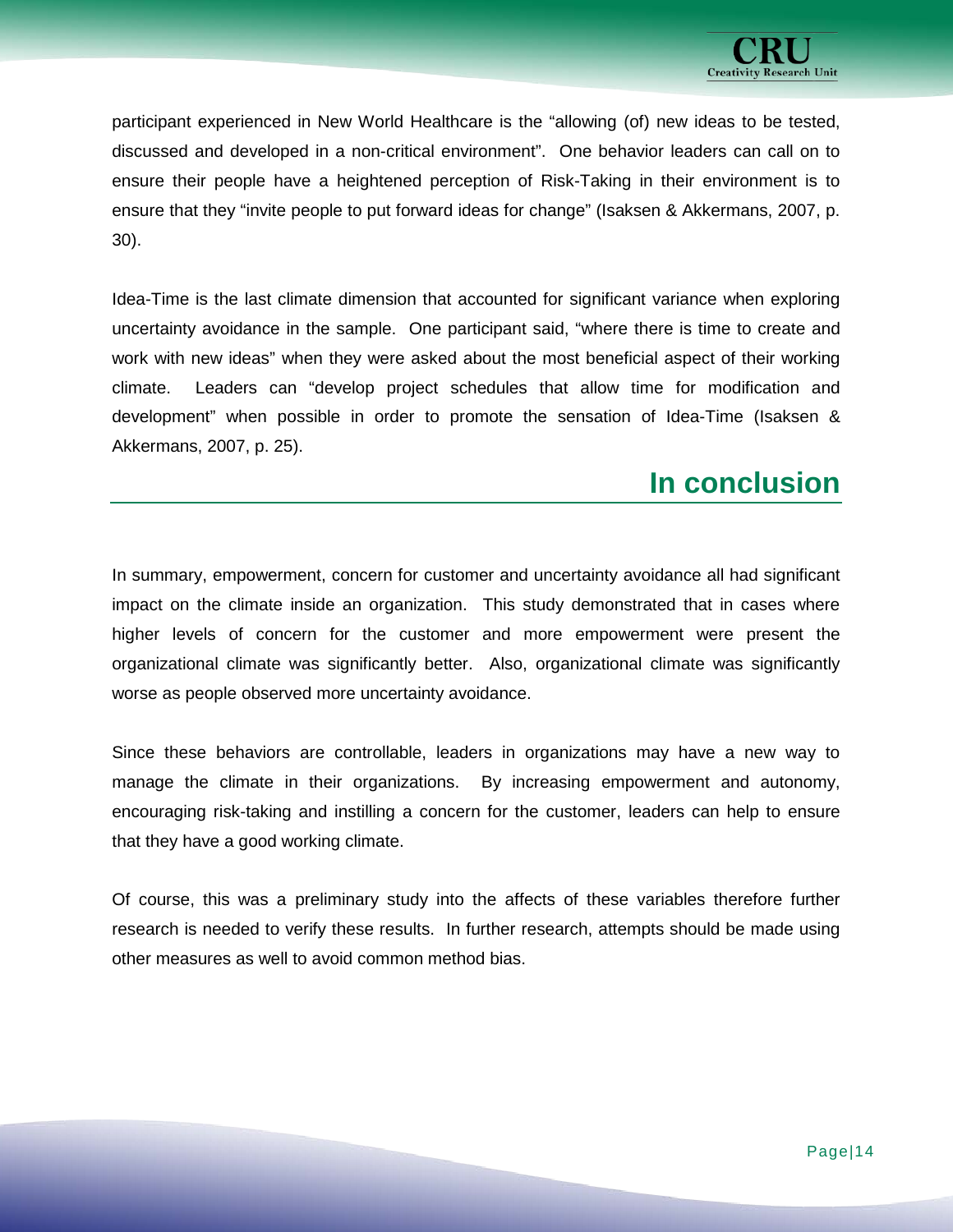participant experienced in New World Healthcare is the "allowing (of) new ideas to be tested, discussed and developed in a non-critical environment". One behavior leaders can call on to ensure their people have a heightened perception of Risk-Taking in their environment is to ensure that they "invite people to put forward ideas for change" (Isaksen & Akkermans, 2007, p. 30).

Idea-Time is the last climate dimension that accounted for significant variance when exploring uncertainty avoidance in the sample. One participant said, "where there is time to create and work with new ideas" when they were asked about the most beneficial aspect of their working climate. Leaders can "develop project schedules that allow time for modification and development" when possible in order to promote the sensation of Idea-Time (Isaksen & Akkermans, 2007, p. 25).

## In conclusion

In summary, empowerment, concern for customer and uncertainty avoidance all had significant impact on the climate inside an organization. This study demonstrated that in cases where higher levels of concern for the customer and more empowerment were present the organizational climate was significantly better. Also, organizational climate was significantly worse as people observed more uncertainty avoidance.

Since these behaviors are controllable, leaders in organizations may have a new way to manage the climate in their organizations. By increasing empowerment and autonomy, encouraging risk-taking and instilling a concern for the customer, leaders can help to ensure that they have a good working climate.

Of course, this was a preliminary study into the affects of these variables therefore further research is needed to verify these results. In further research, attempts should be made using other measures as well to avoid common method bias.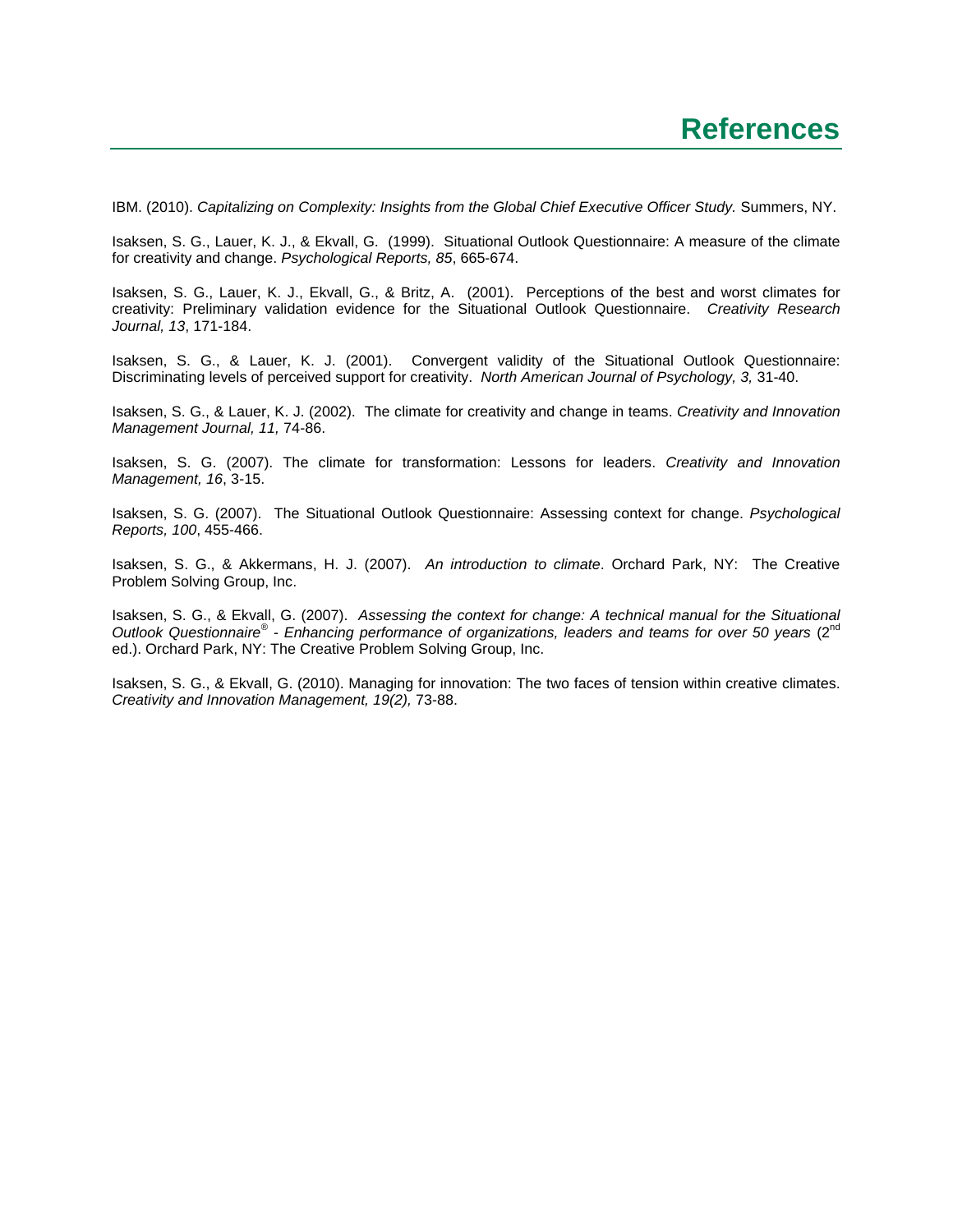# References

IBM. (2010). *Capitalizing on Complexity: Insights from the Global Chief Executive Officer Study.* Summers, NY.

Isaksen, S. G., Lauer, K. J., & Ekvall, G. (1999). Situational Outlook Questionnaire: A measure of the climate for creativity and change. *Psychological Reports, 85*, 665-674.

Isaksen, S. G., Lauer, K. J., Ekvall, G., & Britz, A. (2001). Perceptions of the best and worst climates for creativity: Preliminary validation evidence for the Situational Outlook Questionnaire. *Creativity Research Journal, 13*, 171-184.

Isaksen, S. G., & Lauer, K. J. (2001). Convergent validity of the Situational Outlook Questionnaire: Discriminating levels of perceived support for creativity. *North American Journal of Psychology, 3,* 31-40.

Isaksen, S. G., & Lauer, K. J. (2002). The climate for creativity and change in teams. *Creativity and Innovation Management Journal, 11,* 74-86.

Isaksen, S. G. (2007). The climate for transformation: Lessons for leaders. *Creativity and Innovation Management, 16*, 3-15.

Isaksen, S. G. (2007). The Situational Outlook Questionnaire: Assessing context for change. *Psychological Reports, 100*, 455-466.

Isaksen, S. G., & Akkermans, H. J. (2007). *An introduction to climate*. Orchard Park, NY: The Creative Problem Solving Group, Inc.

Isaksen, S. G., & Ekvall, G. (2007). *Assessing the context for change: A technical manual for the Situational Outlook Questionnaire® - Enhancing performance of organizations, leaders and teams for over 50 years* (2nd ed.). Orchard Park, NY: The Creative Problem Solving Group, Inc.

Isaksen, S. G., & Ekvall, G. (2010). Managing for innovation: The two faces of tension within creative climates. *Creativity and Innovation Management, 19(2),* 73-88.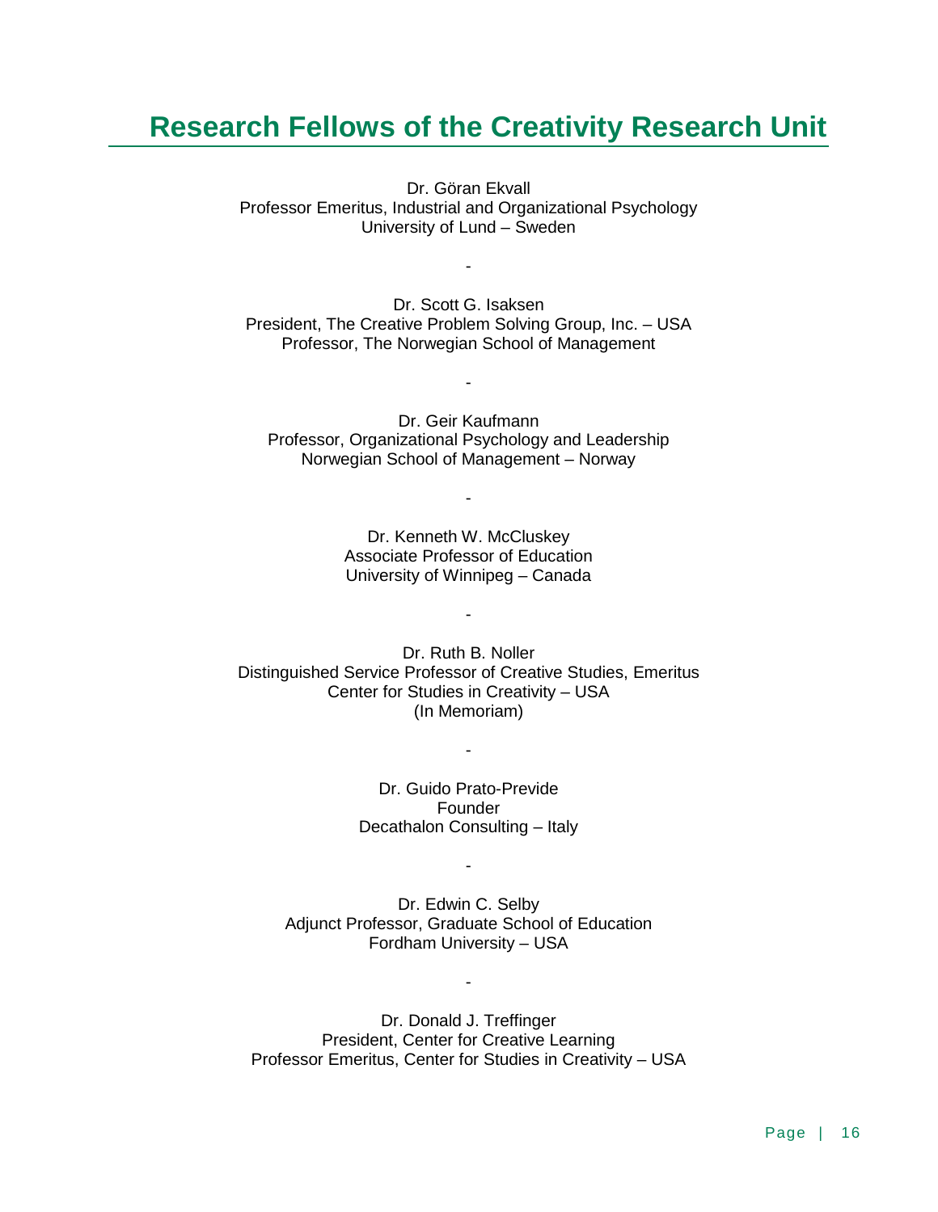# Research Fellows of the Creativity Research Unit

Dr. Göran Ekvall
Professor Emeritus, Industrial and Organizational Psychology
University of Lund – Sweden

-

Dr. Scott G. Isaksen
President, The Creative Problem Solving Group, Inc. – USA
Professor, The Norwegian School of Management

-

Dr. Geir Kaufmann
Professor, Organizational Psychology and Leadership
Norwegian School of Management – Norway

-

Dr. Kenneth W. McCluskey
Associate Professor of Education
University of Winnipeg – Canada

-

Dr. Ruth B. Noller
Distinguished Service Professor of Creative Studies, Emeritus
Center for Studies in Creativity – USA
(In Memoriam)

-

Dr. Guido Prato-Previde
Founder
Decathalon Consulting – Italy

-

Dr. Edwin C. Selby
Adjunct Professor, Graduate School of Education
Fordham University – USA

-

Dr. Donald J. Treffinger
President, Center for Creative Learning
Professor Emeritus, Center for Studies in Creativity – USA